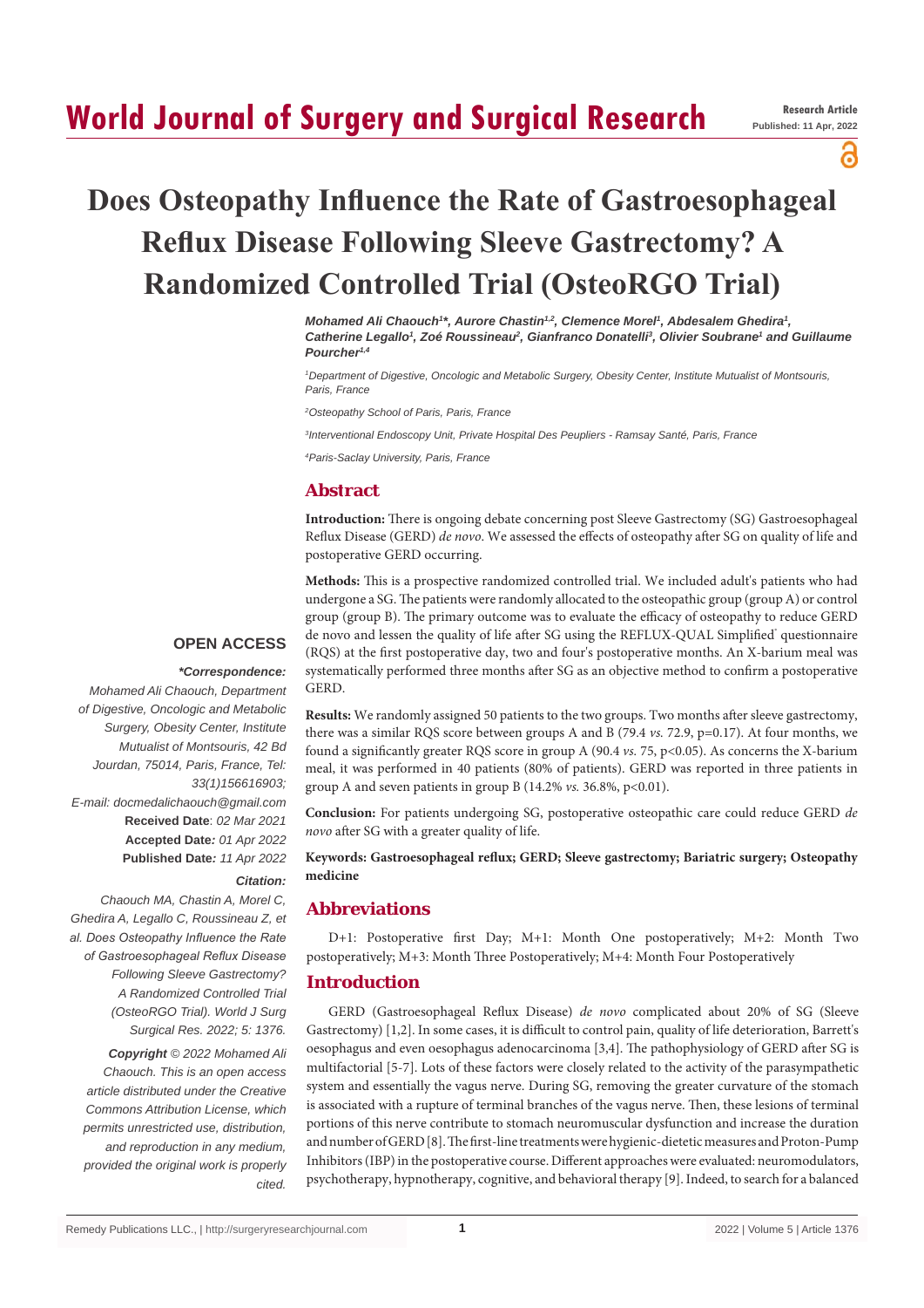# Does Osteopathy Influence the Rate of Gastroesophageal Reflux Disease Following Sleeve Gastrectomy? A Randomized Controlled Trial (OsteoRGO Trial)

*Mohamed Ali Chaouch[1]\*, Aurore Chastin[1,2], Clemence Morel[1], Abdesalem Ghedira[1], Catherine Legallo[1], Zoé Roussineau[2], Gianfranco Donatelli[3], Olivier Soubrane[1] and Guillaume Pourcher[1,4]*

[1]Department of Digestive, Oncologic and Metabolic Surgery, Obesity Center, Institute Mutualist of Montsouris, Paris, France

[2]Osteopathy School of Paris, Paris, France

[3]Interventional Endoscopy Unit, Private Hospital Des Peupliers - Ramsay Santé, Paris, France

[4]Paris-Saclay University, Paris, France

## Abstract

**Introduction:** There is ongoing debate concerning post Sleeve Gastrectomy (SG) Gastroesophageal Reflux Disease (GERD) *de novo*. We assessed the effects of osteopathy after SG on quality of life and postoperative GERD occurring.

**Methods:** This is a prospective randomized controlled trial. We included adult's patients who had undergone a SG. The patients were randomly allocated to the osteopathic group (group A) or control group (group B). The primary outcome was to evaluate the efficacy of osteopathy to reduce GERD de novo and lessen the quality of life after SG using the REFLUX-QUAL Simplified® questionnaire (RQS) at the first postoperative day, two and four's postoperative months. An X-barium meal was systematically performed three months after SG as an objective method to confirm a postoperative GERD.

**Results:** We randomly assigned 50 patients to the two groups. Two months after sleeve gastrectomy, there was a similar RQS score between groups A and B (79.4 *vs.* 72.9, p=0.17). At four months, we found a significantly greater RQS score in group A (90.4 *vs.* 75, p<0.05). As concerns the X-barium meal, it was performed in 40 patients (80% of patients). GERD was reported in three patients in group A and seven patients in group B (14.2% *vs.* 36.8%, p<0.01).

**Conclusion:** For patients undergoing SG, postoperative osteopathic care could reduce GERD *de novo* after SG with a greater quality of life.

**Keywords: Gastroesophageal reflux; GERD; Sleeve gastrectomy; Bariatric surgery; Osteopathy medicine**

**OPEN ACCESS**

***\*Correspondence:***

*Mohamed Ali Chaouch, Department of Digestive, Oncologic and Metabolic Surgery, Obesity Center, Institute Mutualist of Montsouris, 42 Bd Jourdan, 75014, Paris, France, Tel: 33(1)156616903;*

*E-mail: docmedalichaouch@gmail.com*

**Received Date**: *02 Mar 2021*

**Accepted Date***: 01 Apr 2022*

**Published Date***: 11 Apr 2022*

***Citation:***

*Chaouch MA, Chastin A, Morel C, Ghedira A, Legallo C, Roussineau Z, et al. Does Osteopathy Influence the Rate of Gastroesophageal Reflux Disease Following Sleeve Gastrectomy? A Randomized Controlled Trial (OsteoRGO Trial). World J Surg Surgical Res. 2022; 5: 1376.*

***Copyright** © 2022 Mohamed Ali Chaouch. This is an open access article distributed under the Creative Commons Attribution License, which permits unrestricted use, distribution, and reproduction in any medium, provided the original work is properly cited.*

## Abbreviations

D+1: Postoperative first Day; M+1: Month One postoperatively; M+2: Month Two postoperatively; M+3: Month Three Postoperatively; M+4: Month Four Postoperatively

## Introduction

GERD (Gastroesophageal Reflux Disease) *de novo* complicated about 20% of SG (Sleeve Gastrectomy) [1,2]. In some cases, it is difficult to control pain, quality of life deterioration, Barrett's oesophagus and even oesophagus adenocarcinoma [3,4]. The pathophysiology of GERD after SG is multifactorial [5-7]. Lots of these factors were closely related to the activity of the parasympathetic system and essentially the vagus nerve. During SG, removing the greater curvature of the stomach is associated with a rupture of terminal branches of the vagus nerve. Then, these lesions of terminal portions of this nerve contribute to stomach neuromuscular dysfunction and increase the duration and number of GERD [8]. The first-line treatments were hygienic-dietetic measures and Proton-Pump Inhibitors (IBP) in the postoperative course. Different approaches were evaluated: neuromodulators, psychotherapy, hypnotherapy, cognitive, and behavioral therapy [9]. Indeed, to search for a balanced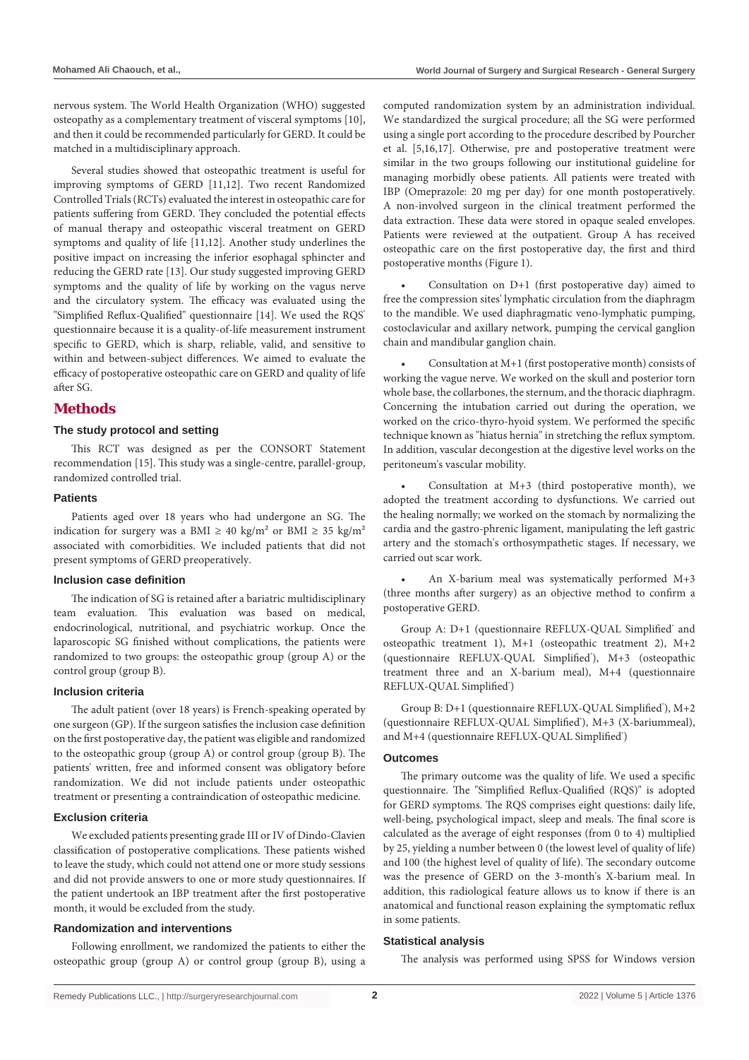nervous system. The World Health Organization (WHO) suggested osteopathy as a complementary treatment of visceral symptoms [10], and then it could be recommended particularly for GERD. It could be matched in a multidisciplinary approach.

Several studies showed that osteopathic treatment is useful for improving symptoms of GERD [11,12]. Two recent Randomized Controlled Trials (RCTs) evaluated the interest in osteopathic care for patients suffering from GERD. They concluded the potential effects of manual therapy and osteopathic visceral treatment on GERD symptoms and quality of life [11,12]. Another study underlines the positive impact on increasing the inferior esophagal sphincter and reducing the GERD rate [13]. Our study suggested improving GERD symptoms and the quality of life by working on the vagus nerve and the circulatory system. The efficacy was evaluated using the "Simplified Reflux-Qualified" questionnaire [14]. We used the RQS® questionnaire because it is a quality-of-life measurement instrument specific to GERD, which is sharp, reliable, valid, and sensitive to within and between-subject differences. We aimed to evaluate the efficacy of postoperative osteopathic care on GERD and quality of life after SG.

## Methods

### The study protocol and setting

This RCT was designed as per the CONSORT Statement recommendation [15]. This study was a single-centre, parallel-group, randomized controlled trial.

### Patients

Patients aged over 18 years who had undergone an SG. The indication for surgery was a BMI ≥ 40 kg/m² or BMI ≥ 35 kg/m² associated with comorbidities. We included patients that did not present symptoms of GERD preoperatively.

### Inclusion case definition

The indication of SG is retained after a bariatric multidisciplinary team evaluation. This evaluation was based on medical, endocrinological, nutritional, and psychiatric workup. Once the laparoscopic SG finished without complications, the patients were randomized to two groups: the osteopathic group (group A) or the control group (group B).

### Inclusion criteria

The adult patient (over 18 years) is French-speaking operated by one surgeon (GP). If the surgeon satisfies the inclusion case definition on the first postoperative day, the patient was eligible and randomized to the osteopathic group (group A) or control group (group B). The patients' written, free and informed consent was obligatory before randomization. We did not include patients under osteopathic treatment or presenting a contraindication of osteopathic medicine.

### Exclusion criteria

We excluded patients presenting grade III or IV of Dindo-Clavien classification of postoperative complications. These patients wished to leave the study, which could not attend one or more study sessions and did not provide answers to one or more study questionnaires. If the patient undertook an IBP treatment after the first postoperative month, it would be excluded from the study.

### Randomization and interventions

Following enrollment, we randomized the patients to either the osteopathic group (group A) or control group (group B), using a computed randomization system by an administration individual. We standardized the surgical procedure; all the SG were performed using a single port according to the procedure described by Pourcher et al. [5,16,17]. Otherwise, pre and postoperative treatment were similar in the two groups following our institutional guideline for managing morbidly obese patients. All patients were treated with IBP (Omeprazole: 20 mg per day) for one month postoperatively. A non-involved surgeon in the clinical treatment performed the data extraction. These data were stored in opaque sealed envelopes. Patients were reviewed at the outpatient. Group A has received osteopathic care on the first postoperative day, the first and third postoperative months (Figure 1).

- Consultation on D+1 (first postoperative day) aimed to free the compression sites' lymphatic circulation from the diaphragm to the mandible. We used diaphragmatic veno-lymphatic pumping, costoclavicular and axillary network, pumping the cervical ganglion chain and mandibular ganglion chain.

- Consultation at M+1 (first postoperative month) consists of working the vague nerve. We worked on the skull and posterior torn whole base, the collarbones, the sternum, and the thoracic diaphragm. Concerning the intubation carried out during the operation, we worked on the crico-thyro-hyoid system. We performed the specific technique known as "hiatus hernia" in stretching the reflux symptom. In addition, vascular decongestion at the digestive level works on the peritoneum's vascular mobility.

- Consultation at M+3 (third postoperative month), we adopted the treatment according to dysfunctions. We carried out the healing normally; we worked on the stomach by normalizing the cardia and the gastro-phrenic ligament, manipulating the left gastric artery and the stomach's orthosympathetic stages. If necessary, we carried out scar work.

- An X-barium meal was systematically performed M+3 (three months after surgery) as an objective method to confirm a postoperative GERD.

Group A: D+1 (questionnaire REFLUX-QUAL Simplified® and osteopathic treatment 1), M+1 (osteopathic treatment 2), M+2 (questionnaire REFLUX-QUAL Simplified®), M+3 (osteopathic treatment three and an X-barium meal), M+4 (questionnaire REFLUX-QUAL Simplified®)

Group B: D+1 (questionnaire REFLUX-QUAL Simplified®), M+2 (questionnaire REFLUX-QUAL Simplified®), M+3 (X-bariummeal), and M+4 (questionnaire REFLUX-QUAL Simplified®)

### Outcomes

The primary outcome was the quality of life. We used a specific questionnaire. The "Simplified Reflux-Qualified (RQS)" is adopted for GERD symptoms. The RQS comprises eight questions: daily life, well-being, psychological impact, sleep and meals. The final score is calculated as the average of eight responses (from 0 to 4) multiplied by 25, yielding a number between 0 (the lowest level of quality of life) and 100 (the highest level of quality of life). The secondary outcome was the presence of GERD on the 3-month's X-barium meal. In addition, this radiological feature allows us to know if there is an anatomical and functional reason explaining the symptomatic reflux in some patients.

### Statistical analysis

The analysis was performed using SPSS for Windows version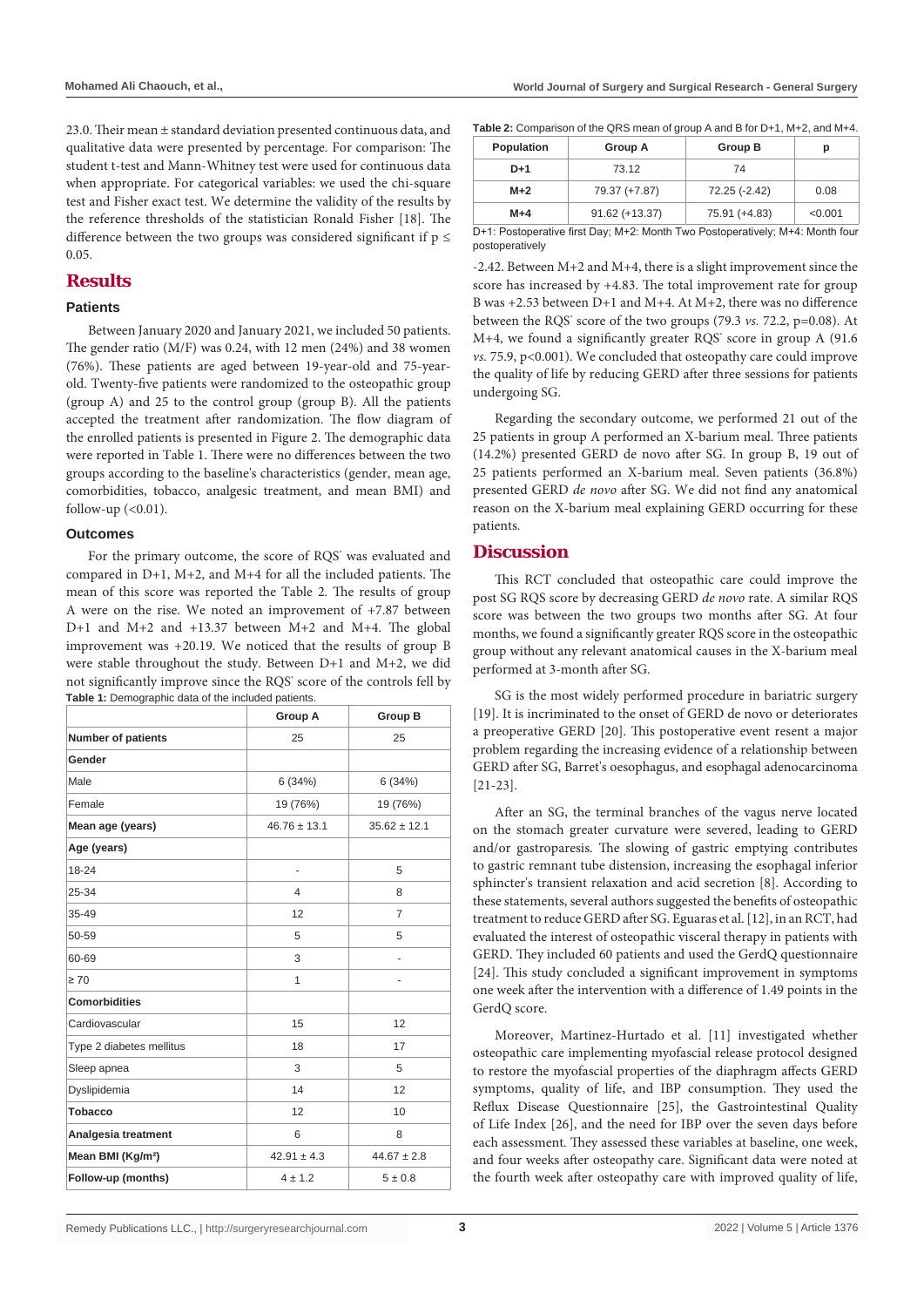23.0. Their mean ± standard deviation presented continuous data, and qualitative data were presented by percentage. For comparison: The student t-test and Mann-Whitney test were used for continuous data when appropriate. For categorical variables: we used the chi-square test and Fisher exact test. We determine the validity of the results by the reference thresholds of the statistician Ronald Fisher [18]. The difference between the two groups was considered significant if $p \leq 0.05$.

## Results

### Patients

Between January 2020 and January 2021, we included 50 patients. The gender ratio (M/F) was 0.24, with 12 men (24%) and 38 women (76%). These patients are aged between 19-year-old and 75-year-old. Twenty-five patients were randomized to the osteopathic group (group A) and 25 to the control group (group B). All the patients accepted the treatment after randomization. The flow diagram of the enrolled patients is presented in Figure 2. The demographic data were reported in Table 1. There were no differences between the two groups according to the baseline's characteristics (gender, mean age, comorbidities, tobacco, analgesic treatment, and mean BMI) and follow-up (<0.01).

### Outcomes

For the primary outcome, the score of RQS® was evaluated and compared in D+1, M+2, and M+4 for all the included patients. The mean of this score was reported the Table 2. The results of group A were on the rise. We noted an improvement of +7.87 between D+1 and M+2 and +13.37 between M+2 and M+4. The global improvement was +20.19. We noticed that the results of group B were stable throughout the study. Between D+1 and M+2, we did not significantly improve since the RQS® score of the controls fell by -2.42. Between M+2 and M+4, there is a slight improvement since the score has increased by +4.83. The total improvement rate for group B was +2.53 between D+1 and M+4. At M+2, there was no difference between the RQS® score of the two groups (79.3 *vs.* 72.2, p=0.08). At M+4, we found a significantly greater RQS® score in group A (91.6 *vs.* 75.9, p<0.001). We concluded that osteopathy care could improve the quality of life by reducing GERD after three sessions for patients undergoing SG.

**Table 1:** Demographic data of the included patients.

| | Group A | Group B |
|---|---|---|
| **Number of patients** | 25 | 25 |
| **Gender** | | |
| Male | 6 (34%) | 6 (34%) |
| Female | 19 (76%) | 19 (76%) |
| **Mean age (years)** | 46.76 ± 13.1 | 35.62 ± 12.1 |
| **Age (years)** | | |
| 18-24 | - | 5 |
| 25-34 | 4 | 8 |
| 35-49 | 12 | 7 |
| 50-59 | 5 | 5 |
| 60-69 | 3 | - |
| ≥ 70 | 1 | - |
| **Comorbidities** | | |
| Cardiovascular | 15 | 12 |
| Type 2 diabetes mellitus | 18 | 17 |
| Sleep apnea | 3 | 5 |
| Dyslipidemia | 14 | 12 |
| **Tobacco** | 12 | 10 |
| **Analgesia treatment** | 6 | 8 |
| **Mean BMI (Kg/m²)** | 42.91 ± 4.3 | 44.67 ± 2.8 |
| **Follow-up (months)** | 4 ± 1.2 | 5 ± 0.8 |

**Table 2:** Comparison of the QRS mean of group A and B for D+1, M+2, and M+4.

| Population | Group A | Group B | p |
|---|---|---|---|
| **D+1** | 73.12 | 74 | |
| **M+2** | 79.37 (+7.87) | 72.25 (-2.42) | 0.08 |
| **M+4** | 91.62 (+13.37) | 75.91 (+4.83) | <0.001 |

D+1: Postoperative first Day; M+2: Month Two Postoperatively; M+4: Month four postoperatively

Regarding the secondary outcome, we performed 21 out of the 25 patients in group A performed an X-barium meal. Three patients (14.2%) presented GERD de novo after SG. In group B, 19 out of 25 patients performed an X-barium meal. Seven patients (36.8%) presented GERD *de novo* after SG. We did not find any anatomical reason on the X-barium meal explaining GERD occurring for these patients.

## Discussion

This RCT concluded that osteopathic care could improve the post SG RQS score by decreasing GERD *de novo* rate. A similar RQS score was between the two groups two months after SG. At four months, we found a significantly greater RQS score in the osteopathic group without any relevant anatomical causes in the X-barium meal performed at 3-month after SG.

SG is the most widely performed procedure in bariatric surgery [19]. It is incriminated to the onset of GERD de novo or deteriorates a preoperative GERD [20]. This postoperative event resent a major problem regarding the increasing evidence of a relationship between GERD after SG, Barret's oesophagus, and esophagal adenocarcinoma [21-23].

After an SG, the terminal branches of the vagus nerve located on the stomach greater curvature were severed, leading to GERD and/or gastroparesis. The slowing of gastric emptying contributes to gastric remnant tube distension, increasing the esophagal inferior sphincter's transient relaxation and acid secretion [8]. According to these statements, several authors suggested the benefits of osteopathic treatment to reduce GERD after SG. Eguaras et al. [12], in an RCT, had evaluated the interest of osteopathic visceral therapy in patients with GERD. They included 60 patients and used the GerdQ questionnaire [24]. This study concluded a significant improvement in symptoms one week after the intervention with a difference of 1.49 points in the GerdQ score.

Moreover, Martinez-Hurtado et al. [11] investigated whether osteopathic care implementing myofascial release protocol designed to restore the myofascial properties of the diaphragm affects GERD symptoms, quality of life, and IBP consumption. They used the Reflux Disease Questionnaire [25], the Gastrointestinal Quality of Life Index [26], and the need for IBP over the seven days before each assessment. They assessed these variables at baseline, one week, and four weeks after osteopathy care. Significant data were noted at the fourth week after osteopathy care with improved quality of life,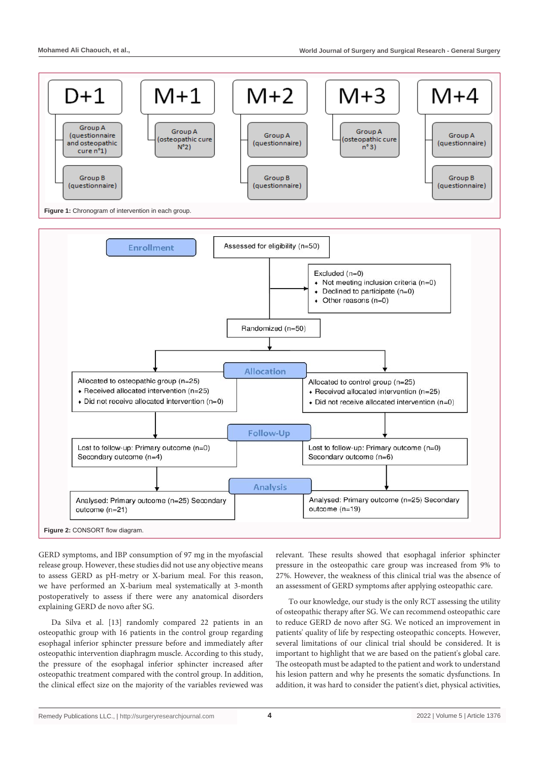| D+1 | M+1 | M+2 | M+3 | M+4 |
|---|---|---|---|---|
| Group A (questionnaire and osteopathic cure n°1) | Group A (osteopathic cure N°2) | Group A (questionnaire) | Group A (osteopathic cure n°3) | Group A (questionnaire) |
| Group B (questionnaire) | | Group B (questionnaire) | | Group B (questionnaire) |

**Figure 1:** Chronogram of intervention in each group.

**Enrollment**

Assessed for eligibility (n=50)

Excluded (n=0)
- Not meeting inclusion criteria (n=0)
- Declined to participate (n=0)
- Other reasons (n=0)

Randomized (n=50)

**Allocation**

| Osteopathic group | Control group |
|---|---|
| Allocated to osteopathic group (n=25)<br>• Received allocated intervention (n=25)<br>• Did not receive allocated intervention (n=0) | Allocated to control group (n=25)<br>• Received allocated intervention (n=25)<br>• Did not receive allocated intervention (n=0) |

**Follow-Up**

| Osteopathic group | Control group |
|---|---|
| Lost to follow-up: Primary outcome (n=0) Secondary outcome (n=4) | Lost to follow-up: Primary outcome (n=0) Secondary outcome (n=6) |

**Analysis**

| Osteopathic group | Control group |
|---|---|
| Analysed: Primary outcome (n=25) Secondary outcome (n=21) | Analysed: Primary outcome (n=25) Secondary outcome (n=19) |

**Figure 2:** CONSORT flow diagram.

GERD symptoms, and IBP consumption of 97 mg in the myofascial release group. However, these studies did not use any objective means to assess GERD as pH-metry or X-barium meal. For this reason, we have performed an X-barium meal systematically at 3-month postoperatively to assess if there were any anatomical disorders explaining GERD de novo after SG.

Da Silva et al. [13] randomly compared 22 patients in an osteopathic group with 16 patients in the control group regarding esophagal inferior sphincter pressure before and immediately after osteopathic intervention diaphragm muscle. According to this study, the pressure of the esophagal inferior sphincter increased after osteopathic treatment compared with the control group. In addition, the clinical effect size on the majority of the variables reviewed was relevant. These results showed that esophagal inferior sphincter pressure in the osteopathic care group was increased from 9% to 27%. However, the weakness of this clinical trial was the absence of an assessment of GERD symptoms after applying osteopathic care.

To our knowledge, our study is the only RCT assessing the utility of osteopathic therapy after SG. We can recommend osteopathic care to reduce GERD de novo after SG. We noticed an improvement in patients' quality of life by respecting osteopathic concepts. However, several limitations of our clinical trial should be considered. It is important to highlight that we are based on the patient's global care. The osteopath must be adapted to the patient and work to understand his lesion pattern and why he presents the somatic dysfunctions. In addition, it was hard to consider the patient's diet, physical activities,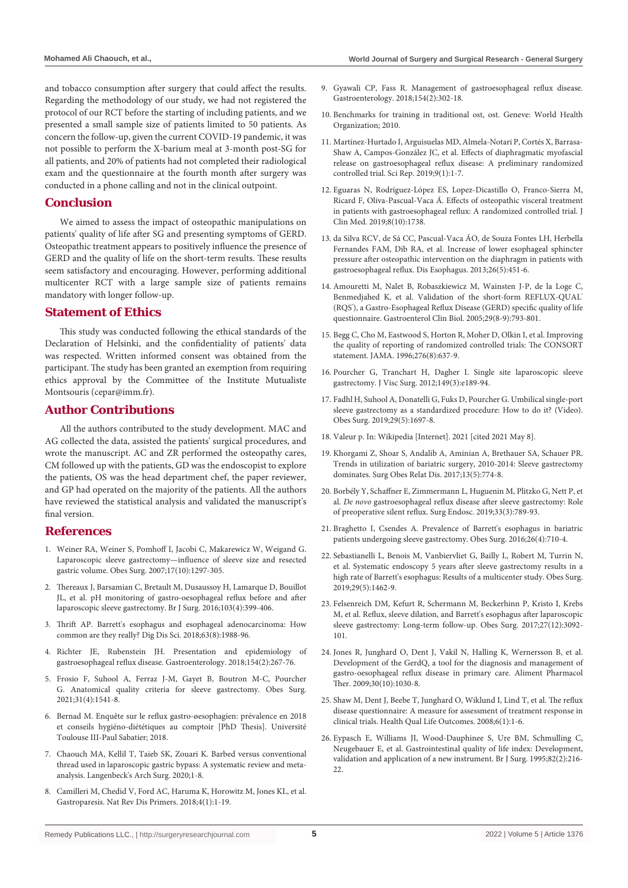and tobacco consumption after surgery that could affect the results. Regarding the methodology of our study, we had not registered the protocol of our RCT before the starting of including patients, and we presented a small sample size of patients limited to 50 patients. As concern the follow-up, given the current COVID-19 pandemic, it was not possible to perform the X-barium meal at 3-month post-SG for all patients, and 20% of patients had not completed their radiological exam and the questionnaire at the fourth month after surgery was conducted in a phone calling and not in the clinical outpoint.

## Conclusion

We aimed to assess the impact of osteopathic manipulations on patients' quality of life after SG and presenting symptoms of GERD. Osteopathic treatment appears to positively influence the presence of GERD and the quality of life on the short-term results. These results seem satisfactory and encouraging. However, performing additional multicenter RCT with a large sample size of patients remains mandatory with longer follow-up.

## Statement of Ethics

This study was conducted following the ethical standards of the Declaration of Helsinki, and the confidentiality of patients' data was respected. Written informed consent was obtained from the participant. The study has been granted an exemption from requiring ethics approval by the Committee of the Institute Mutualiste Montsouris (cepar@imm.fr).

## Author Contributions

All the authors contributed to the study development. MAC and AG collected the data, assisted the patients' surgical procedures, and wrote the manuscript. AC and ZR performed the osteopathy cares, CM followed up with the patients, GD was the endoscopist to explore the patients, OS was the head department chef, the paper reviewer, and GP had operated on the majority of the patients. All the authors have reviewed the statistical analysis and validated the manuscript's final version.

## References

1. Weiner RA, Weiner S, Pomhoff I, Jacobi C, Makarewicz W, Weigand G. Laparoscopic sleeve gastrectomy—influence of sleeve size and resected gastric volume. Obes Surg. 2007;17(10):1297-305.
2. Thereaux J, Barsamian C, Bretault M, Dusaussoy H, Lamarque D, Bouillot JL, et al. pH monitoring of gastro-oesophageal reflux before and after laparoscopic sleeve gastrectomy. Br J Surg. 2016;103(4):399-406.
3. Thrift AP. Barrett's esophagus and esophageal adenocarcinoma: How common are they really? Dig Dis Sci. 2018;63(8):1988-96.
4. Richter JE, Rubenstein JH. Presentation and epidemiology of gastroesophageal reflux disease. Gastroenterology. 2018;154(2):267-76.
5. Frosio F, Suhool A, Ferraz J-M, Gayet B, Boutron M-C, Pourcher G. Anatomical quality criteria for sleeve gastrectomy. Obes Surg. 2021;31(4):1541-8.
6. Bernad M. Enquête sur le reflux gastro-œsophagien: prévalence en 2018 et conseils hygiéno-diététiques au comptoir [PhD Thesis]. Université Toulouse III-Paul Sabatier; 2018.
7. Chaouch MA, Kellil T, Taieb SK, Zouari K. Barbed versus conventional thread used in laparoscopic gastric bypass: A systematic review and meta-analysis. Langenbeck's Arch Surg. 2020;1-8.
8. Camilleri M, Chedid V, Ford AC, Haruma K, Horowitz M, Jones KL, et al. Gastroparesis. Nat Rev Dis Primers. 2018;4(1):1-19.
9. Gyawali CP, Fass R. Management of gastroesophageal reflux disease. Gastroenterology. 2018;154(2):302-18.
10. Benchmarks for training in traditional ost, ost. Geneve: World Health Organization; 2010.
11. Martínez-Hurtado I, Arguisuelas MD, Almela-Notari P, Cortés X, Barrasa-Shaw A, Campos-González JC, et al. Effects of diaphragmatic myofascial release on gastroesophageal reflux disease: A preliminary randomized controlled trial. Sci Rep. 2019;9(1):1-7.
12. Eguaras N, Rodríguez-López ES, Lopez-Dicastillo O, Franco-Sierra M, Ricard F, Oliva-Pascual-Vaca Á. Effects of osteopathic visceral treatment in patients with gastroesophageal reflux: A randomized controlled trial. J Clin Med. 2019;8(10):1738.
13. da Silva RCV, de Sá CC, Pascual-Vaca ÁO, de Souza Fontes LH, Herbella Fernandes FAM, Dib RA, et al. Increase of lower esophageal sphincter pressure after osteopathic intervention on the diaphragm in patients with gastroesophageal reflux. Dis Esophagus. 2013;26(5):451-6.
14. Amouretti M, Nalet B, Robaszkiewicz M, Wainsten J-P, de la Loge C, Benmedjahed K, et al. Validation of the short-form REFLUX-QUAL® (RQS®), a Gastro-Esophageal Reflux Disease (GERD) specific quality of life questionnaire. Gastroenterol Clin Biol. 2005;29(8-9):793-801.
15. Begg C, Cho M, Eastwood S, Horton R, Moher D, Olkin I, et al. Improving the quality of reporting of randomized controlled trials: The CONSORT statement. JAMA. 1996;276(8):637-9.
16. Pourcher G, Tranchart H, Dagher I. Single site laparoscopic sleeve gastrectomy. J Visc Surg. 2012;149(3):e189-94.
17. Fadhl H, Suhool A, Donatelli G, Fuks D, Pourcher G. Umbilical single-port sleeve gastrectomy as a standardized procedure: How to do it? (Video). Obes Surg. 2019;29(5):1697-8.
18. Valeur p. In: Wikipedia [Internet]. 2021 [cited 2021 May 8].
19. Khorgami Z, Shoar S, Andalib A, Aminian A, Brethauer SA, Schauer PR. Trends in utilization of bariatric surgery, 2010-2014: Sleeve gastrectomy dominates. Surg Obes Relat Dis. 2017;13(5):774-8.
20. Borbély Y, Schaffner E, Zimmermann L, Huguenin M, Plitzko G, Nett P, et al. *De novo* gastroesophageal reflux disease after sleeve gastrectomy: Role of preoperative silent reflux. Surg Endosc. 2019;33(3):789-93.
21. Braghetto I, Csendes A. Prevalence of Barrett's esophagus in bariatric patients undergoing sleeve gastrectomy. Obes Surg. 2016;26(4):710-4.
22. Sebastianelli L, Benois M, Vanbiervliet G, Bailly L, Robert M, Turrin N, et al. Systematic endoscopy 5 years after sleeve gastrectomy results in a high rate of Barrett's esophagus: Results of a multicenter study. Obes Surg. 2019;29(5):1462-9.
23. Felsenreich DM, Kefurt R, Schermann M, Beckerhinn P, Kristo I, Krebs M, et al. Reflux, sleeve dilation, and Barrett's esophagus after laparoscopic sleeve gastrectomy: Long-term follow-up. Obes Surg. 2017;27(12):3092-101.
24. Jones R, Junghard O, Dent J, Vakil N, Halling K, Wernersson B, et al. Development of the GerdQ, a tool for the diagnosis and management of gastro-oesophageal reflux disease in primary care. Aliment Pharmacol Ther. 2009;30(10):1030-8.
25. Shaw M, Dent J, Beebe T, Junghard O, Wiklund I, Lind T, et al. The reflux disease questionnaire: A measure for assessment of treatment response in clinical trials. Health Qual Life Outcomes. 2008;6(1):1-6.
26. Eypasch E, Williams JI, Wood-Dauphinee S, Ure BM, Schmulling C, Neugebauer E, et al. Gastrointestinal quality of life index: Development, validation and application of a new instrument. Br J Surg. 1995;82(2):216-22.